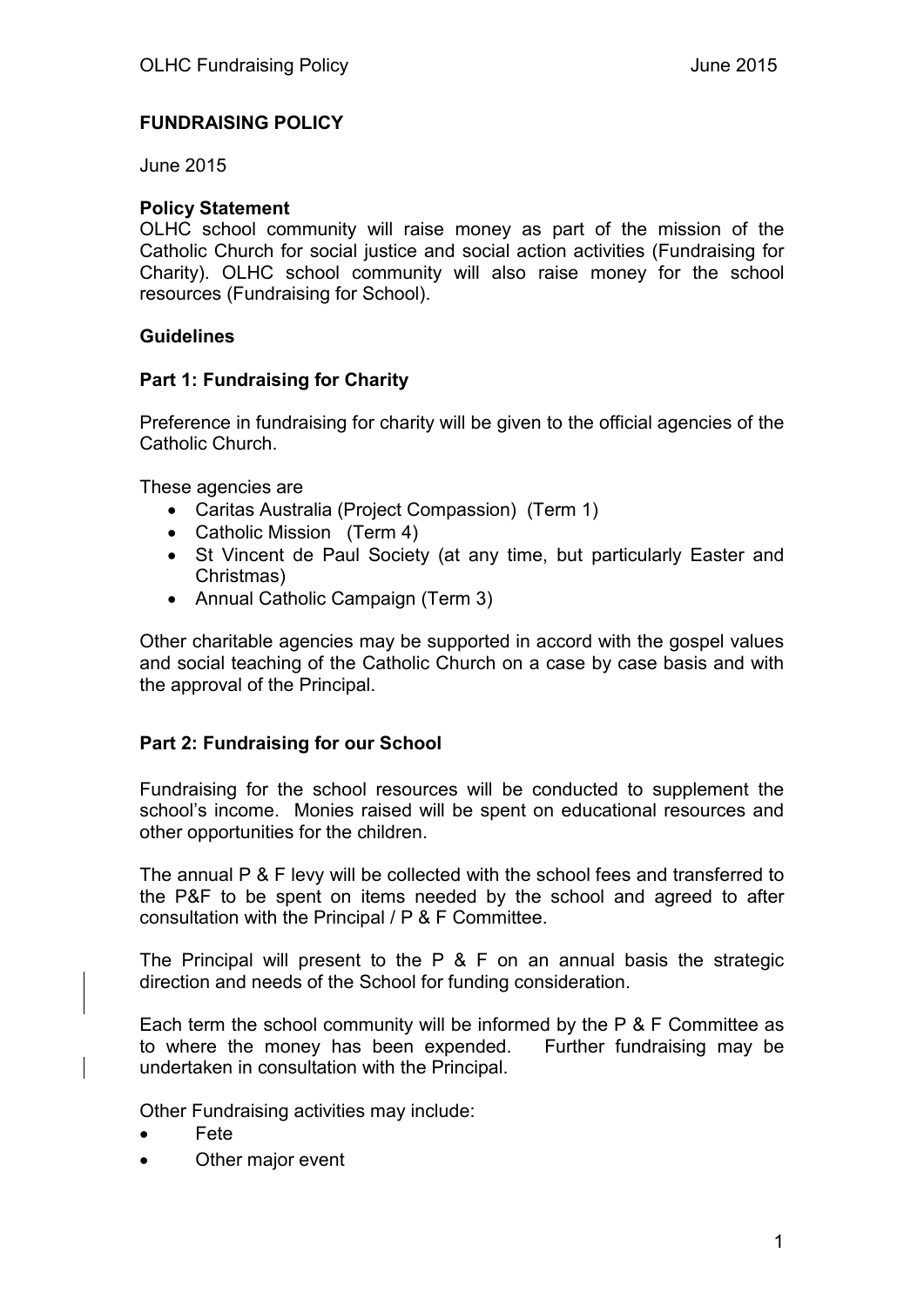# FUNDRAISING POLICY

June 2015

**Policy Statement**

OLHC school community will raise money as part of the mission of the Catholic Church for social justice and social action activities (Fundraising for Charity). OLHC school community will also raise money for the school resources (Fundraising for School).

**Guidelines**

## Part 1: Fundraising for Charity

Preference in fundraising for charity will be given to the official agencies of the Catholic Church.

These agencies are

- Caritas Australia (Project Compassion) (Term 1)
- Catholic Mission (Term 4)
- St Vincent de Paul Society (at any time, but particularly Easter and Christmas)
- Annual Catholic Campaign (Term 3)

Other charitable agencies may be supported in accord with the gospel values and social teaching of the Catholic Church on a case by case basis and with the approval of the Principal.

## Part 2: Fundraising for our School

Fundraising for the school resources will be conducted to supplement the school's income. Monies raised will be spent on educational resources and other opportunities for the children.

The annual P & F levy will be collected with the school fees and transferred to the P&F to be spent on items needed by the school and agreed to after consultation with the Principal / P & F Committee.

The Principal will present to the P & F on an annual basis the strategic direction and needs of the School for funding consideration.

Each term the school community will be informed by the P & F Committee as to where the money has been expended. Further fundraising may be undertaken in consultation with the Principal.

Other Fundraising activities may include:

- Fete
- Other major event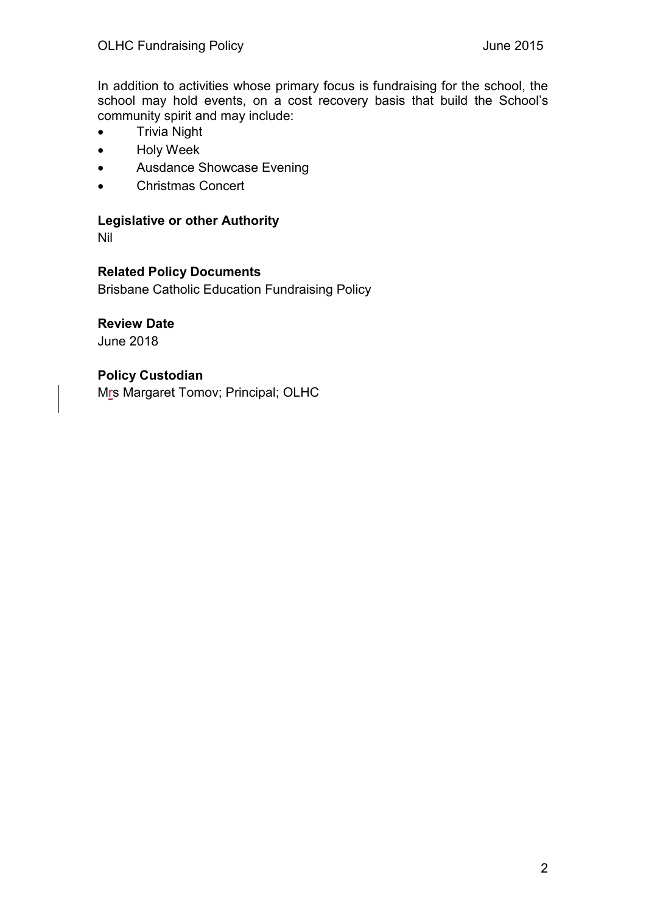In addition to activities whose primary focus is fundraising for the school, the school may hold events, on a cost recovery basis that build the School's community spirit and may include:

- Trivia Night
- Holy Week
- Ausdance Showcase Evening
- Christmas Concert

**Legislative or other Authority**

Nil

**Related Policy Documents**

Brisbane Catholic Education Fundraising Policy

**Review Date**

June 2018

**Policy Custodian**

Mrs Margaret Tomov; Principal; OLHC